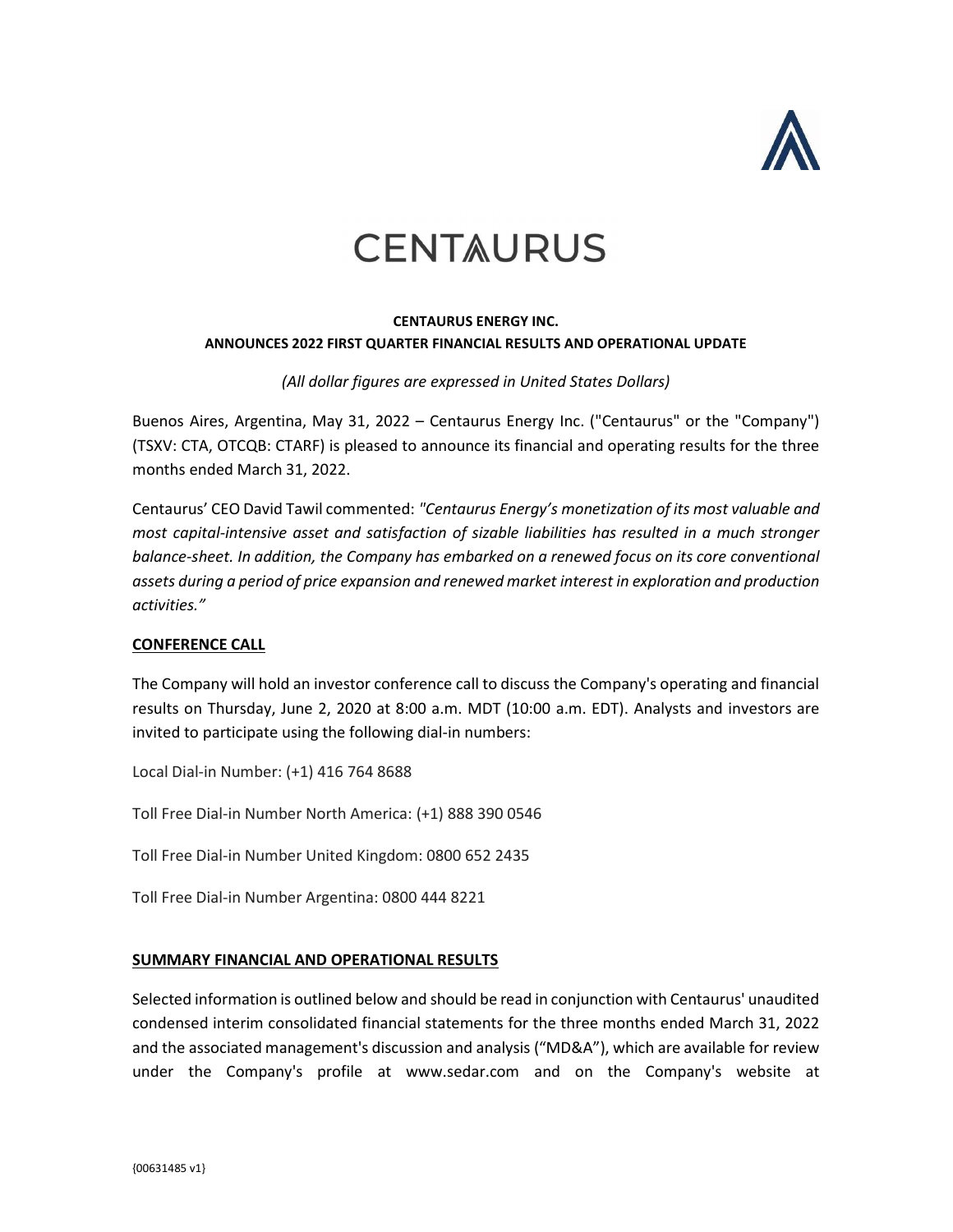# CENTAURUS

**CENTAURUS ENERGY INC.**
**ANNOUNCES 2022 FIRST QUARTER FINANCIAL RESULTS AND OPERATIONAL UPDATE**

*(All dollar figures are expressed in United States Dollars)*

Buenos Aires, Argentina, May 31, 2022 – Centaurus Energy Inc. ("Centaurus" or the "Company") (TSXV: CTA, OTCQB: CTARF) is pleased to announce its financial and operating results for the three months ended March 31, 2022.

Centaurus' CEO David Tawil commented: *"Centaurus Energy's monetization of its most valuable and most capital-intensive asset and satisfaction of sizable liabilities has resulted in a much stronger balance-sheet. In addition, the Company has embarked on a renewed focus on its core conventional assets during a period of price expansion and renewed market interest in exploration and production activities."*

**<u>CONFERENCE CALL</u>**

The Company will hold an investor conference call to discuss the Company's operating and financial results on Thursday, June 2, 2020 at 8:00 a.m. MDT (10:00 a.m. EDT). Analysts and investors are invited to participate using the following dial-in numbers:

Local Dial-in Number: (+1) 416 764 8688

Toll Free Dial-in Number North America: (+1) 888 390 0546

Toll Free Dial-in Number United Kingdom: 0800 652 2435

Toll Free Dial-in Number Argentina: 0800 444 8221

**<u>SUMMARY FINANCIAL AND OPERATIONAL RESULTS</u>**

Selected information is outlined below and should be read in conjunction with Centaurus' unaudited condensed interim consolidated financial statements for the three months ended March 31, 2022 and the associated management's discussion and analysis ("MD&A"), which are available for review under the Company's profile at www.sedar.com and on the Company's website at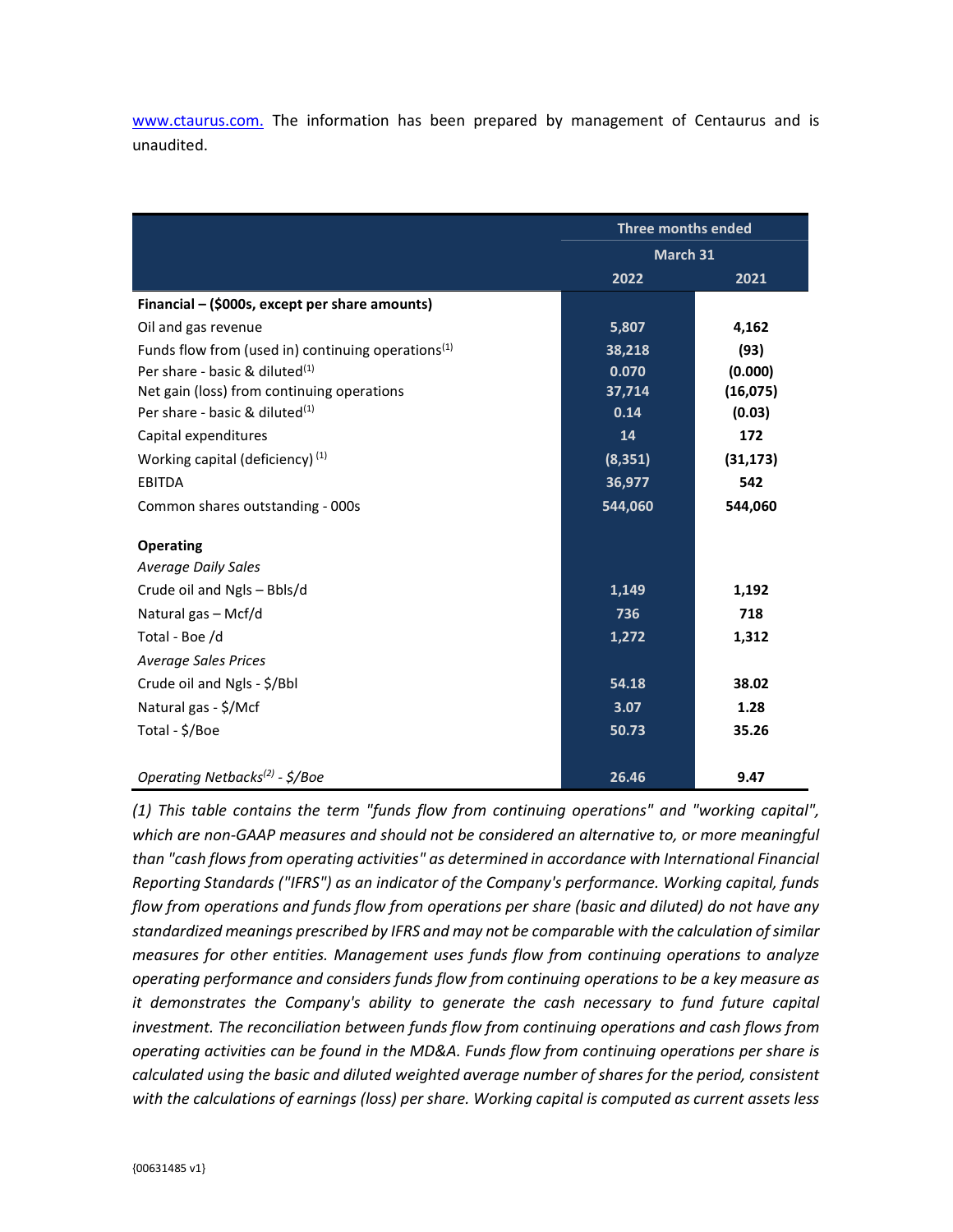www.ctaurus.com. The information has been prepared by management of Centaurus and is unaudited.

| | Three months ended | |
|---|---|---|
| | March 31 | |
| | 2022 | 2021 |
| **Financial – ($000s, except per share amounts)** | | |
| Oil and gas revenue | 5,807 | 4,162 |
| Funds flow from (used in) continuing operations[1] | 38,218 | (93) |
| Per share - basic & diluted[1] | 0.070 | (0.000) |
| Net gain (loss) from continuing operations | 37,714 | (16,075) |
| Per share - basic & diluted[1] | 0.14 | (0.03) |
| Capital expenditures | 14 | 172 |
| Working capital (deficiency) [1] | (8,351) | (31,173) |
| EBITDA | 36,977 | 542 |
| Common shares outstanding - 000s | 544,060 | 544,060 |
| **Operating** | | |
| *Average Daily Sales* | | |
| Crude oil and Ngls – Bbls/d | 1,149 | 1,192 |
| Natural gas – Mcf/d | 736 | 718 |
| Total - Boe /d | 1,272 | 1,312 |
| *Average Sales Prices* | | |
| Crude oil and Ngls - $/Bbl | 54.18 | 38.02 |
| Natural gas - $/Mcf | 3.07 | 1.28 |
| Total - $/Boe | 50.73 | 35.26 |
| *Operating Netbacks[2] - $/Boe* | 26.46 | 9.47 |

*(1) This table contains the term "funds flow from continuing operations" and "working capital", which are non-GAAP measures and should not be considered an alternative to, or more meaningful than "cash flows from operating activities" as determined in accordance with International Financial Reporting Standards ("IFRS") as an indicator of the Company's performance. Working capital, funds flow from operations and funds flow from operations per share (basic and diluted) do not have any standardized meanings prescribed by IFRS and may not be comparable with the calculation of similar measures for other entities. Management uses funds flow from continuing operations to analyze operating performance and considers funds flow from continuing operations to be a key measure as it demonstrates the Company's ability to generate the cash necessary to fund future capital investment. The reconciliation between funds flow from continuing operations and cash flows from operating activities can be found in the MD&A. Funds flow from continuing operations per share is calculated using the basic and diluted weighted average number of shares for the period, consistent with the calculations of earnings (loss) per share. Working capital is computed as current assets less*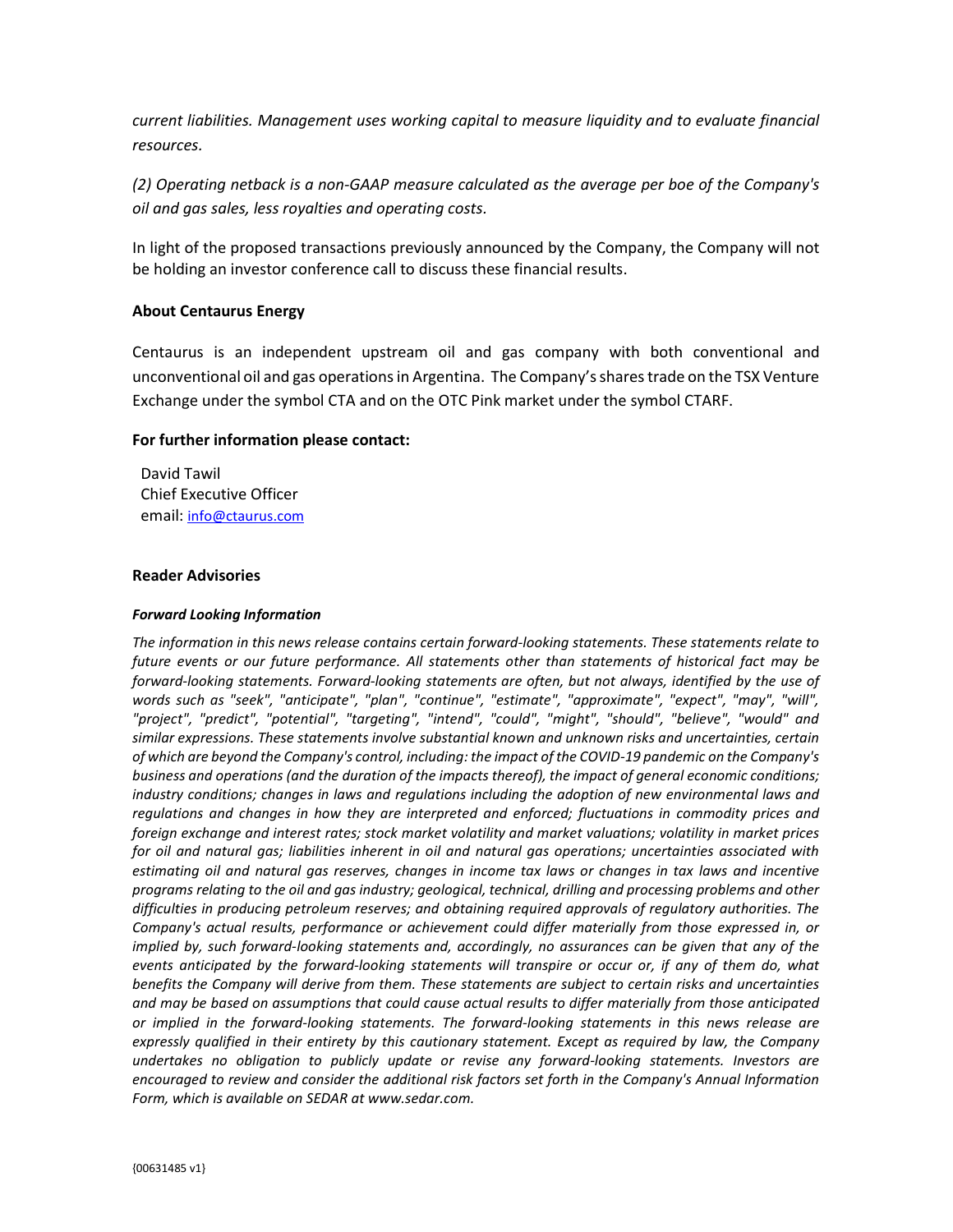*current liabilities. Management uses working capital to measure liquidity and to evaluate financial resources.*

*(2) Operating netback is a non-GAAP measure calculated as the average per boe of the Company's oil and gas sales, less royalties and operating costs.*

In light of the proposed transactions previously announced by the Company, the Company will not be holding an investor conference call to discuss these financial results.

**About Centaurus Energy**

Centaurus is an independent upstream oil and gas company with both conventional and unconventional oil and gas operations in Argentina. The Company's shares trade on the TSX Venture Exchange under the symbol CTA and on the OTC Pink market under the symbol CTARF.

**For further information please contact:**

David Tawil
Chief Executive Officer
email: info@ctaurus.com

**Reader Advisories**

***Forward Looking Information***

*The information in this news release contains certain forward-looking statements. These statements relate to future events or our future performance. All statements other than statements of historical fact may be forward-looking statements. Forward-looking statements are often, but not always, identified by the use of words such as "seek", "anticipate", "plan", "continue", "estimate", "approximate", "expect", "may", "will", "project", "predict", "potential", "targeting", "intend", "could", "might", "should", "believe", "would" and similar expressions. These statements involve substantial known and unknown risks and uncertainties, certain of which are beyond the Company's control, including: the impact of the COVID-19 pandemic on the Company's business and operations (and the duration of the impacts thereof), the impact of general economic conditions; industry conditions; changes in laws and regulations including the adoption of new environmental laws and regulations and changes in how they are interpreted and enforced; fluctuations in commodity prices and foreign exchange and interest rates; stock market volatility and market valuations; volatility in market prices for oil and natural gas; liabilities inherent in oil and natural gas operations; uncertainties associated with estimating oil and natural gas reserves, changes in income tax laws or changes in tax laws and incentive programs relating to the oil and gas industry; geological, technical, drilling and processing problems and other difficulties in producing petroleum reserves; and obtaining required approvals of regulatory authorities. The Company's actual results, performance or achievement could differ materially from those expressed in, or implied by, such forward-looking statements and, accordingly, no assurances can be given that any of the events anticipated by the forward-looking statements will transpire or occur or, if any of them do, what benefits the Company will derive from them. These statements are subject to certain risks and uncertainties and may be based on assumptions that could cause actual results to differ materially from those anticipated or implied in the forward-looking statements. The forward-looking statements in this news release are expressly qualified in their entirety by this cautionary statement. Except as required by law, the Company undertakes no obligation to publicly update or revise any forward-looking statements. Investors are encouraged to review and consider the additional risk factors set forth in the Company's Annual Information Form, which is available on SEDAR at www.sedar.com.*

{00631485 v1}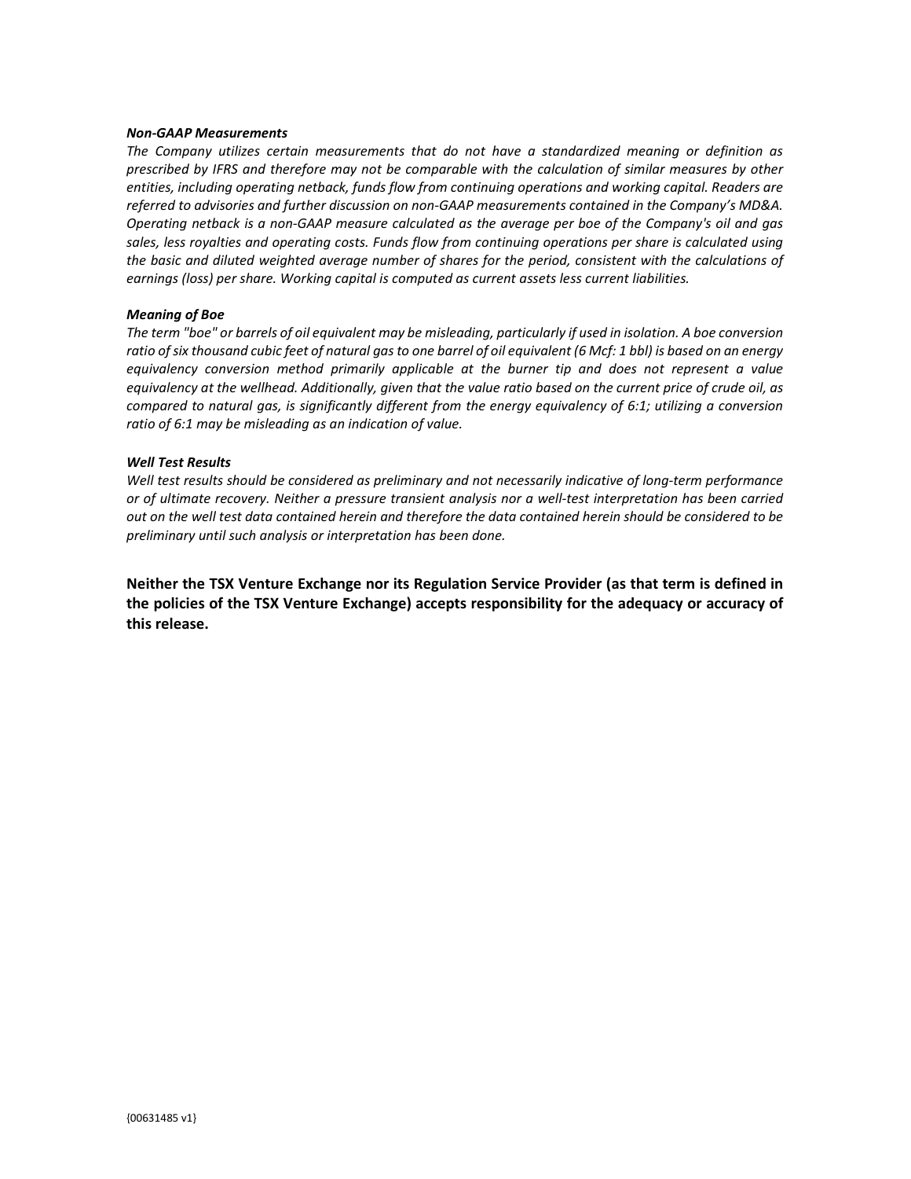***Non-GAAP Measurements***

*The Company utilizes certain measurements that do not have a standardized meaning or definition as prescribed by IFRS and therefore may not be comparable with the calculation of similar measures by other entities, including operating netback, funds flow from continuing operations and working capital. Readers are referred to advisories and further discussion on non-GAAP measurements contained in the Company's MD&A. Operating netback is a non-GAAP measure calculated as the average per boe of the Company's oil and gas sales, less royalties and operating costs. Funds flow from continuing operations per share is calculated using the basic and diluted weighted average number of shares for the period, consistent with the calculations of earnings (loss) per share. Working capital is computed as current assets less current liabilities.*

***Meaning of Boe***

*The term "boe" or barrels of oil equivalent may be misleading, particularly if used in isolation. A boe conversion ratio of six thousand cubic feet of natural gas to one barrel of oil equivalent (6 Mcf: 1 bbl) is based on an energy equivalency conversion method primarily applicable at the burner tip and does not represent a value equivalency at the wellhead. Additionally, given that the value ratio based on the current price of crude oil, as compared to natural gas, is significantly different from the energy equivalency of 6:1; utilizing a conversion ratio of 6:1 may be misleading as an indication of value.*

***Well Test Results***

*Well test results should be considered as preliminary and not necessarily indicative of long-term performance or of ultimate recovery. Neither a pressure transient analysis nor a well-test interpretation has been carried out on the well test data contained herein and therefore the data contained herein should be considered to be preliminary until such analysis or interpretation has been done.*

**Neither the TSX Venture Exchange nor its Regulation Service Provider (as that term is defined in the policies of the TSX Venture Exchange) accepts responsibility for the adequacy or accuracy of this release.**

{00631485 v1}